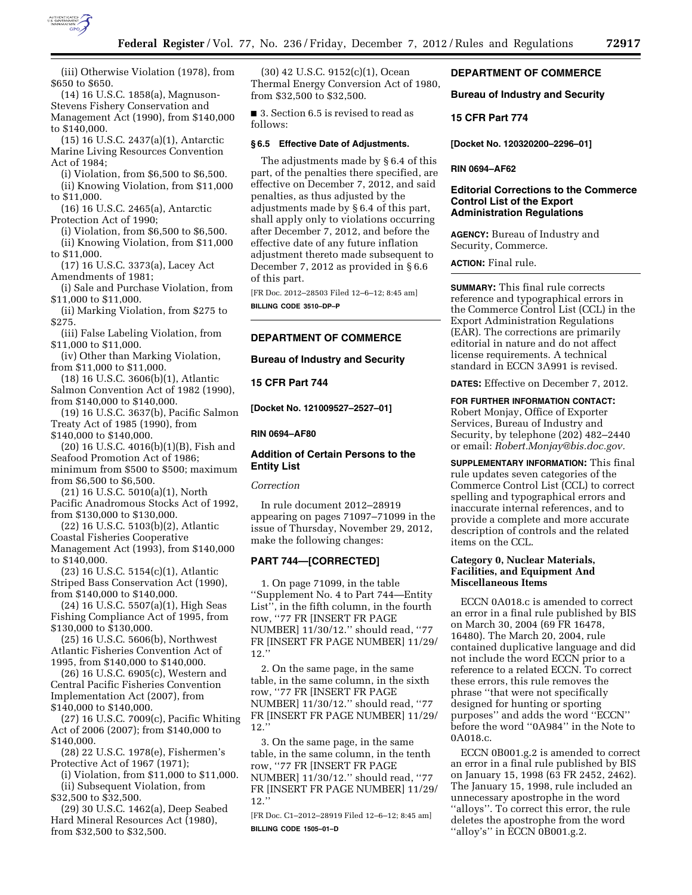(iii) Otherwise Violation (1978), from $650 to $650.

(14) 16 U.S.C. 1858(a), Magnuson-Stevens Fishery Conservation and Management Act (1990), from $140,000 to $140,000.

(15) 16 U.S.C. 2437(a)(1), Antarctic Marine Living Resources Convention Act of 1984;

(i) Violation, from $6,500 to $6,500.

(ii) Knowing Violation, from $11,000 to $11,000.

(16) 16 U.S.C. 2465(a), Antarctic Protection Act of 1990;

(i) Violation, from $6,500 to $6,500.

(ii) Knowing Violation, from $11,000 to $11,000.

(17) 16 U.S.C. 3373(a), Lacey Act Amendments of 1981;

(i) Sale and Purchase Violation, from $11,000 to $11,000.

(ii) Marking Violation, from $275 to $275.

(iii) False Labeling Violation, from $11,000 to $11,000.

(iv) Other than Marking Violation, from $11,000 to $11,000.

(18) 16 U.S.C. 3606(b)(1), Atlantic Salmon Convention Act of 1982 (1990), from $140,000 to $140,000.

(19) 16 U.S.C. 3637(b), Pacific Salmon Treaty Act of 1985 (1990), from $140,000 to $140,000.

(20) 16 U.S.C. 4016(b)(1)(B), Fish and Seafood Promotion Act of 1986; minimum from $500 to $500; maximum from $6,500 to $6,500.

(21) 16 U.S.C. 5010(a)(1), North Pacific Anadromous Stocks Act of 1992, from $130,000 to $130,000.

(22) 16 U.S.C. 5103(b)(2), Atlantic Coastal Fisheries Cooperative Management Act (1993), from $140,000 to $140,000.

(23) 16 U.S.C. 5154(c)(1), Atlantic Striped Bass Conservation Act (1990), from $140,000 to $140,000.

(24) 16 U.S.C. 5507(a)(1), High Seas Fishing Compliance Act of 1995, from $130,000 to $130,000.

(25) 16 U.S.C. 5606(b), Northwest Atlantic Fisheries Convention Act of 1995, from $140,000 to $140,000.

(26) 16 U.S.C. 6905(c), Western and Central Pacific Fisheries Convention Implementation Act (2007), from $140,000 to $140,000.

(27) 16 U.S.C. 7009(c), Pacific Whiting Act of 2006 (2007); from $140,000 to $140,000.

(28) 22 U.S.C. 1978(e), Fishermen's Protective Act of 1967 (1971);

(i) Violation, from $11,000 to $11,000.

(ii) Subsequent Violation, from $32,500 to $32,500.

(29) 30 U.S.C. 1462(a), Deep Seabed Hard Mineral Resources Act (1980), from $32,500 to $32,500.

(30) 42 U.S.C. 9152(c)(1), Ocean Thermal Energy Conversion Act of 1980, from $32,500 to $32,500.

■ 3. Section 6.5 is revised to read as follows:

**§ 6.5 Effective Date of Adjustments.**

The adjustments made by § 6.4 of this part, of the penalties there specified, are effective on December 7, 2012, and said penalties, as thus adjusted by the adjustments made by § 6.4 of this part, shall apply only to violations occurring after December 7, 2012, and before the effective date of any future inflation adjustment thereto made subsequent to December 7, 2012 as provided in § 6.6 of this part.

[FR Doc. 2012–28503 Filed 12–6–12; 8:45 am]

**BILLING CODE 3510–DP–P**

---

## DEPARTMENT OF COMMERCE

### Bureau of Industry and Security

### 15 CFR Part 744

**[Docket No. 121009527–2527–01]**

**RIN 0694–AF80**

### Addition of Certain Persons to the Entity List

*Correction*

In rule document 2012–28919 appearing on pages 71097–71099 in the issue of Thursday, November 29, 2012, make the following changes:

#### PART 744—[CORRECTED]

1. On page 71099, in the table "Supplement No. 4 to Part 744—Entity List", in the fifth column, in the fourth row, "77 FR [INSERT FR PAGE NUMBER] 11/30/12." should read, "77 FR [INSERT FR PAGE NUMBER] 11/29/12."

2. On the same page, in the same table, in the same column, in the sixth row, "77 FR [INSERT FR PAGE NUMBER] 11/30/12." should read, "77 FR [INSERT FR PAGE NUMBER] 11/29/12."

3. On the same page, in the same table, in the same column, in the tenth row, "77 FR [INSERT FR PAGE NUMBER] 11/30/12." should read, "77 FR [INSERT FR PAGE NUMBER] 11/29/12."

[FR Doc. C1–2012–28919 Filed 12–6–12; 8:45 am]

**BILLING CODE 1505–01–D**

---

## DEPARTMENT OF COMMERCE

### Bureau of Industry and Security

### 15 CFR Part 774

**[Docket No. 120320200–2296–01]**

**RIN 0694–AF62**

### Editorial Corrections to the Commerce Control List of the Export Administration Regulations

**AGENCY:** Bureau of Industry and Security, Commerce.

**ACTION:** Final rule.

**SUMMARY:** This final rule corrects reference and typographical errors in the Commerce Control List (CCL) in the Export Administration Regulations (EAR). The corrections are primarily editorial in nature and do not affect license requirements. A technical standard in ECCN 3A991 is revised.

**DATES:** Effective on December 7, 2012.

**FOR FURTHER INFORMATION CONTACT:** Robert Monjay, Office of Exporter Services, Bureau of Industry and Security, by telephone (202) 482–2440 or email: *Robert.Monjay@bis.doc.gov.*

**SUPPLEMENTARY INFORMATION:** This final rule updates seven categories of the Commerce Control List (CCL) to correct spelling and typographical errors and inaccurate internal references, and to provide a complete and more accurate description of controls and the related items on the CCL.

#### Category 0, Nuclear Materials, Facilities, and Equipment And Miscellaneous Items

ECCN 0A018.c is amended to correct an error in a final rule published by BIS on March 30, 2004 (69 FR 16478, 16480). The March 20, 2004, rule contained duplicative language and did not include the word ECCN prior to a reference to a related ECCN. To correct these errors, this rule removes the phrase "that were not specifically designed for hunting or sporting purposes" and adds the word "ECCN" before the word "0A984" in the Note to 0A018.c.

ECCN 0B001.g.2 is amended to correct an error in a final rule published by BIS on January 15, 1998 (63 FR 2452, 2462). The January 15, 1998, rule included an unnecessary apostrophe in the word "alloys". To correct this error, the rule deletes the apostrophe from the word "alloy's" in ECCN 0B001.g.2.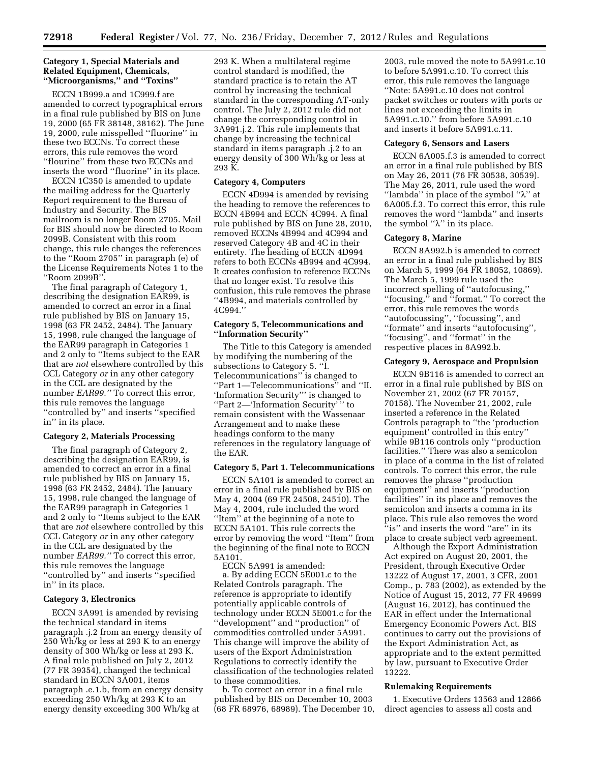#### Category 1, Special Materials and Related Equipment, Chemicals, ''Microorganisms,'' and ''Toxins''

ECCN 1B999.a and 1C999.f are amended to correct typographical errors in a final rule published by BIS on June 19, 2000 (65 FR 38148, 38162). The June 19, 2000, rule misspelled ''fluorine'' in these two ECCNs. To correct these errors, this rule removes the word ''flourine'' from these two ECCNs and inserts the word ''fluorine'' in its place.

ECCN 1C350 is amended to update the mailing address for the Quarterly Report requirement to the Bureau of Industry and Security. The BIS mailroom is no longer Room 2705. Mail for BIS should now be directed to Room 2099B. Consistent with this room change, this rule changes the references to the ''Room 2705'' in paragraph (e) of the License Requirements Notes 1 to the ''Room 2099B''.

The final paragraph of Category 1, describing the designation EAR99, is amended to correct an error in a final rule published by BIS on January 15, 1998 (63 FR 2452, 2484). The January 15, 1998, rule changed the language of the EAR99 paragraph in Categories 1 and 2 only to ''Items subject to the EAR that are *not* elsewhere controlled by this CCL Category *or* in any other category in the CCL are designated by the number *EAR99.''* To correct this error, this rule removes the language ''controlled by'' and inserts ''specified in'' in its place.

#### Category 2, Materials Processing

The final paragraph of Category 2, describing the designation EAR99, is amended to correct an error in a final rule published by BIS on January 15, 1998 (63 FR 2452, 2484). The January 15, 1998, rule changed the language of the EAR99 paragraph in Categories 1 and 2 only to ''Items subject to the EAR that are *not* elsewhere controlled by this CCL Category *or* in any other category in the CCL are designated by the number *EAR99.''* To correct this error, this rule removes the language ''controlled by'' and inserts ''specified in'' in its place.

#### Category 3, Electronics

ECCN 3A991 is amended by revising the technical standard in items paragraph .j.2 from an energy density of 250 Wh/kg or less at 293 K to an energy density of 300 Wh/kg or less at 293 K. A final rule published on July 2, 2012 (77 FR 39354), changed the technical standard in ECCN 3A001, items paragraph .e.1.b, from an energy density exceeding 250 Wh/kg at 293 K to an energy density exceeding 300 Wh/kg at 293 K. When a multilateral regime control standard is modified, the standard practice is to retain the AT control by increasing the technical standard in the corresponding AT-only control. The July 2, 2012 rule did not change the corresponding control in 3A991.j.2. This rule implements that change by increasing the technical standard in items paragraph .j.2 to an energy density of 300 Wh/kg or less at 293 K.

#### Category 4, Computers

ECCN 4D994 is amended by revising the heading to remove the references to ECCN 4B994 and ECCN 4C994. A final rule published by BIS on June 28, 2010, removed ECCNs 4B994 and 4C994 and reserved Category 4B and 4C in their entirety. The heading of ECCN 4D994 refers to both ECCNs 4B994 and 4C994. It creates confusion to reference ECCNs that no longer exist. To resolve this confusion, this rule removes the phrase ''4B994, and materials controlled by 4C994.''

#### Category 5, Telecommunications and ''Information Security''

The Title to this Category is amended by modifying the numbering of the subsections to Category 5. ''I. Telecommunications'' is changed to ''Part 1—Telecommunications'' and ''II. 'Information Security''' is changed to ''Part 2—'Information Security' '' to remain consistent with the Wassenaar Arrangement and to make these headings conform to the many references in the regulatory language of the EAR.

#### Category 5, Part 1. Telecommunications

ECCN 5A101 is amended to correct an error in a final rule published by BIS on May 4, 2004 (69 FR 24508, 24510). The May 4, 2004, rule included the word ''Item'' at the beginning of a note to ECCN 5A101. This rule corrects the error by removing the word ''Item'' from the beginning of the final note to ECCN 5A101.

ECCN 5A991 is amended:

a. By adding ECCN 5E001.c to the Related Controls paragraph. The reference is appropriate to identify potentially applicable controls of technology under ECCN 5E001.c for the ''development'' and ''production'' of commodities controlled under 5A991. This change will improve the ability of users of the Export Administration Regulations to correctly identify the classification of the technologies related to these commodities.

b. To correct an error in a final rule published by BIS on December 10, 2003 (68 FR 68976, 68989). The December 10, 2003, rule moved the note to 5A991.c.10 to before 5A991.c.10. To correct this error, this rule removes the language ''Note: 5A991.c.10 does not control packet switches or routers with ports or lines not exceeding the limits in 5A991.c.10.'' from before 5A991.c.10 and inserts it before 5A991.c.11.

#### Category 6, Sensors and Lasers

ECCN 6A005.f.3 is amended to correct an error in a final rule published by BIS on May 26, 2011 (76 FR 30538, 30539). The May 26, 2011, rule used the word ''lambda'' in place of the symbol ''λ'' at 6A005.f.3. To correct this error, this rule removes the word ''lambda'' and inserts the symbol ''λ'' in its place.

#### Category 8, Marine

ECCN 8A992.b is amended to correct an error in a final rule published by BIS on March 5, 1999 (64 FR 18052, 10869). The March 5, 1999 rule used the incorrect spelling of ''autofocusing,'' ''focusing,'' and ''format.'' To correct the error, this rule removes the words ''autofocussing'', ''focussing'', and ''formate'' and inserts ''autofocusing'', ''focusing'', and ''format'' in the respective places in 8A992.b.

#### Category 9, Aerospace and Propulsion

ECCN 9B116 is amended to correct an error in a final rule published by BIS on November 21, 2002 (67 FR 70157, 70158). The November 21, 2002, rule inserted a reference in the Related Controls paragraph to ''the 'production equipment' controlled in this entry'' while 9B116 controls only ''production facilities.'' There was also a semicolon in place of a comma in the list of related controls. To correct this error, the rule removes the phrase ''production equipment'' and inserts ''production facilities'' in its place and removes the semicolon and inserts a comma in its place. This rule also removes the word ''is'' and inserts the word ''are'' in its place to create subject verb agreement.

Although the Export Administration Act expired on August 20, 2001, the President, through Executive Order 13222 of August 17, 2001, 3 CFR, 2001 Comp., p. 783 (2002), as extended by the Notice of August 15, 2012, 77 FR 49699 (August 16, 2012), has continued the EAR in effect under the International Emergency Economic Powers Act. BIS continues to carry out the provisions of the Export Administration Act, as appropriate and to the extent permitted by law, pursuant to Executive Order 13222.

#### Rulemaking Requirements

1. Executive Orders 13563 and 12866 direct agencies to assess all costs and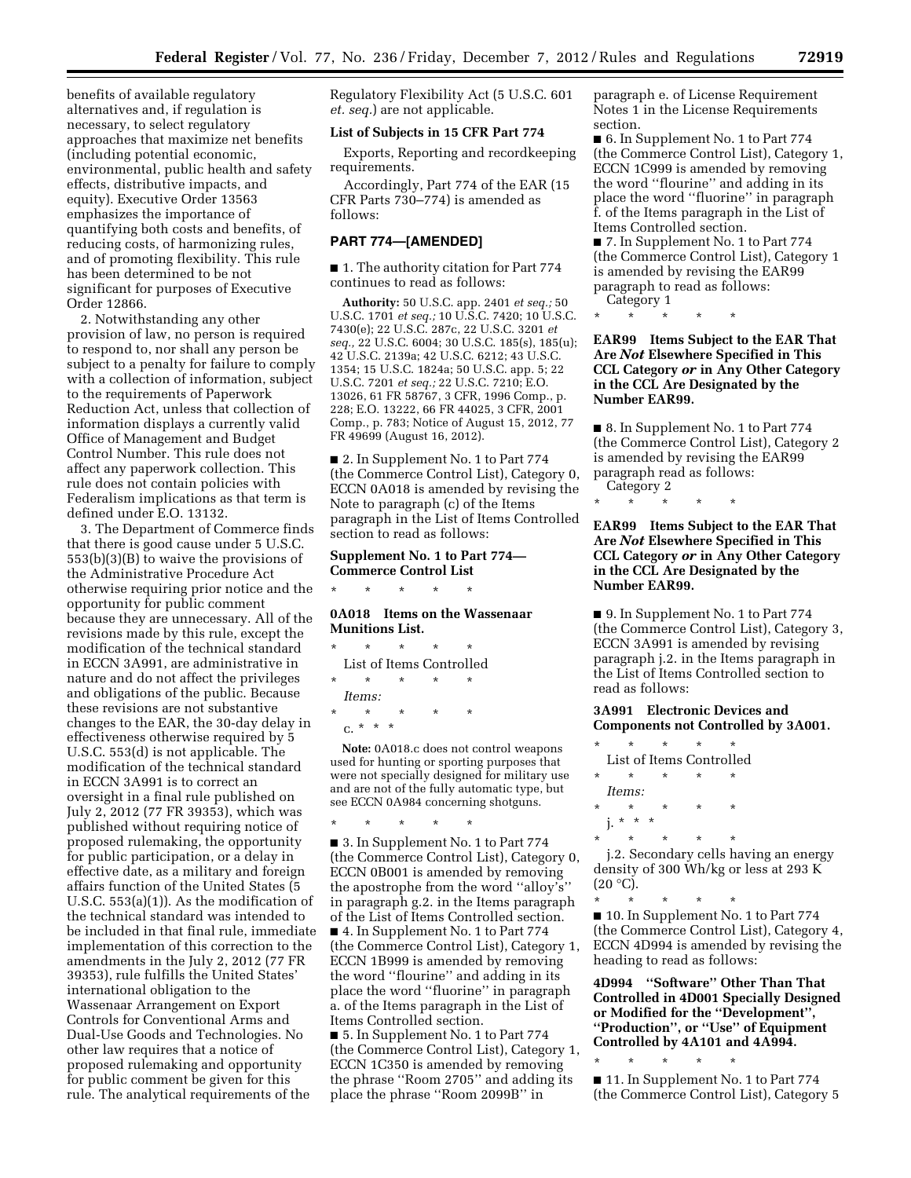benefits of available regulatory alternatives and, if regulation is necessary, to select regulatory approaches that maximize net benefits (including potential economic, environmental, public health and safety effects, distributive impacts, and equity). Executive Order 13563 emphasizes the importance of quantifying both costs and benefits, of reducing costs, of harmonizing rules, and of promoting flexibility. This rule has been determined to be not significant for purposes of Executive Order 12866.

2. Notwithstanding any other provision of law, no person is required to respond to, nor shall any person be subject to a penalty for failure to comply with a collection of information, subject to the requirements of Paperwork Reduction Act, unless that collection of information displays a currently valid Office of Management and Budget Control Number. This rule does not affect any paperwork collection. This rule does not contain policies with Federalism implications as that term is defined under E.O. 13132.

3. The Department of Commerce finds that there is good cause under 5 U.S.C. 553(b)(3)(B) to waive the provisions of the Administrative Procedure Act otherwise requiring prior notice and the opportunity for public comment because they are unnecessary. All of the revisions made by this rule, except the modification of the technical standard in ECCN 3A991, are administrative in nature and do not affect the privileges and obligations of the public. Because these revisions are not substantive changes to the EAR, the 30-day delay in effectiveness otherwise required by 5 U.S.C. 553(d) is not applicable. The modification of the technical standard in ECCN 3A991 is to correct an oversight in a final rule published on July 2, 2012 (77 FR 39353), which was published without requiring notice of proposed rulemaking, the opportunity for public participation, or a delay in effective date, as a military and foreign affairs function of the United States (5 U.S.C. 553(a)(1)). As the modification of the technical standard was intended to be included in that final rule, immediate implementation of this correction to the amendments in the July 2, 2012 (77 FR 39353), rule fulfills the United States' international obligation to the Wassenaar Arrangement on Export Controls for Conventional Arms and Dual-Use Goods and Technologies. No other law requires that a notice of proposed rulemaking and opportunity for public comment be given for this rule. The analytical requirements of the Regulatory Flexibility Act (5 U.S.C. 601 *et. seq.*) are not applicable.

**List of Subjects in 15 CFR Part 774**

Exports, Reporting and recordkeeping requirements.

Accordingly, Part 774 of the EAR (15 CFR Parts 730–774) is amended as follows:

## PART 774—[AMENDED]

■ 1. The authority citation for Part 774 continues to read as follows:

**Authority:** 50 U.S.C. app. 2401 *et seq.*; 50 U.S.C. 1701 *et seq.*; 10 U.S.C. 7420; 10 U.S.C. 7430(e); 22 U.S.C. 287c, 22 U.S.C. 3201 *et seq.*, 22 U.S.C. 6004; 30 U.S.C. 185(s), 185(u); 42 U.S.C. 2139a; 42 U.S.C. 6212; 43 U.S.C. 1354; 15 U.S.C. 1824a; 50 U.S.C. app. 5; 22 U.S.C. 7201 *et seq.*; 22 U.S.C. 7210; E.O. 13026, 61 FR 58767, 3 CFR, 1996 Comp., p. 228; E.O. 13222, 66 FR 44025, 3 CFR, 2001 Comp., p. 783; Notice of August 15, 2012, 77 FR 49699 (August 16, 2012).

■ 2. In Supplement No. 1 to Part 774 (the Commerce Control List), Category 0, ECCN 0A018 is amended by revising the Note to paragraph (c) of the Items paragraph in the List of Items Controlled section to read as follows:

**Supplement No. 1 to Part 774—Commerce Control List**

\* \* \* \* \*

**0A018 Items on the Wassenaar Munitions List.**

\* \* \* \* \*

List of Items Controlled

\* \* \* \* \*

*Items:*

\* \* \* \* \*

c. \* \* \*

**Note:** 0A018.c does not control weapons used for hunting or sporting purposes that were not specially designed for military use and are not of the fully automatic type, but see ECCN 0A984 concerning shotguns.

\* \* \* \* \*

■ 3. In Supplement No. 1 to Part 774 (the Commerce Control List), Category 0, ECCN 0B001 is amended by removing the apostrophe from the word ''alloy's'' in paragraph g.2. in the Items paragraph of the List of Items Controlled section.

■ 4. In Supplement No. 1 to Part 774 (the Commerce Control List), Category 1, ECCN 1B999 is amended by removing the word ''flourine'' and adding in its place the word ''fluorine'' in paragraph a. of the Items paragraph in the List of Items Controlled section.

■ 5. In Supplement No. 1 to Part 774 (the Commerce Control List), Category 1, ECCN 1C350 is amended by removing the phrase ''Room 2705'' and adding its place the phrase ''Room 2099B'' in paragraph e. of License Requirement Notes 1 in the License Requirements section.

■ 6. In Supplement No. 1 to Part 774 (the Commerce Control List), Category 1, ECCN 1C999 is amended by removing the word ''flourine'' and adding in its place the word ''fluorine'' in paragraph f. of the Items paragraph in the List of Items Controlled section.

■ 7. In Supplement No. 1 to Part 774 (the Commerce Control List), Category 1 is amended by revising the EAR99 paragraph to read as follows:

Category 1

\* \* \* \* \*

**EAR99 Items Subject to the EAR That Are *Not* Elsewhere Specified in This CCL Category *or* in Any Other Category in the CCL Are Designated by the Number EAR99.**

■ 8. In Supplement No. 1 to Part 774 (the Commerce Control List), Category 2 is amended by revising the EAR99 paragraph read as follows:

Category 2

\* \* \* \* \*

**EAR99 Items Subject to the EAR That Are *Not* Elsewhere Specified in This CCL Category *or* in Any Other Category in the CCL Are Designated by the Number EAR99.**

■ 9. In Supplement No. 1 to Part 774 (the Commerce Control List), Category 3, ECCN 3A991 is amended by revising paragraph j.2. in the Items paragraph in the List of Items Controlled section to read as follows:

**3A991 Electronic Devices and Components not Controlled by 3A001.**

\* \* \* \* \*

List of Items Controlled

\* \* \* \* \*

*Items:*

\* \* \* \* \*

j. \* \* \*

\* \* \* \* \*

j.2. Secondary cells having an energy density of 300 Wh/kg or less at 293 K (20 °C).

\* \* \* \* \*

■ 10. In Supplement No. 1 to Part 774 (the Commerce Control List), Category 4, ECCN 4D994 is amended by revising the heading to read as follows:

**4D994 ''Software'' Other Than That Controlled in 4D001 Specially Designed or Modified for the ''Development'', ''Production'', or ''Use'' of Equipment Controlled by 4A101 and 4A994.**

\* \* \* \* \*

■ 11. In Supplement No. 1 to Part 774 (the Commerce Control List), Category 5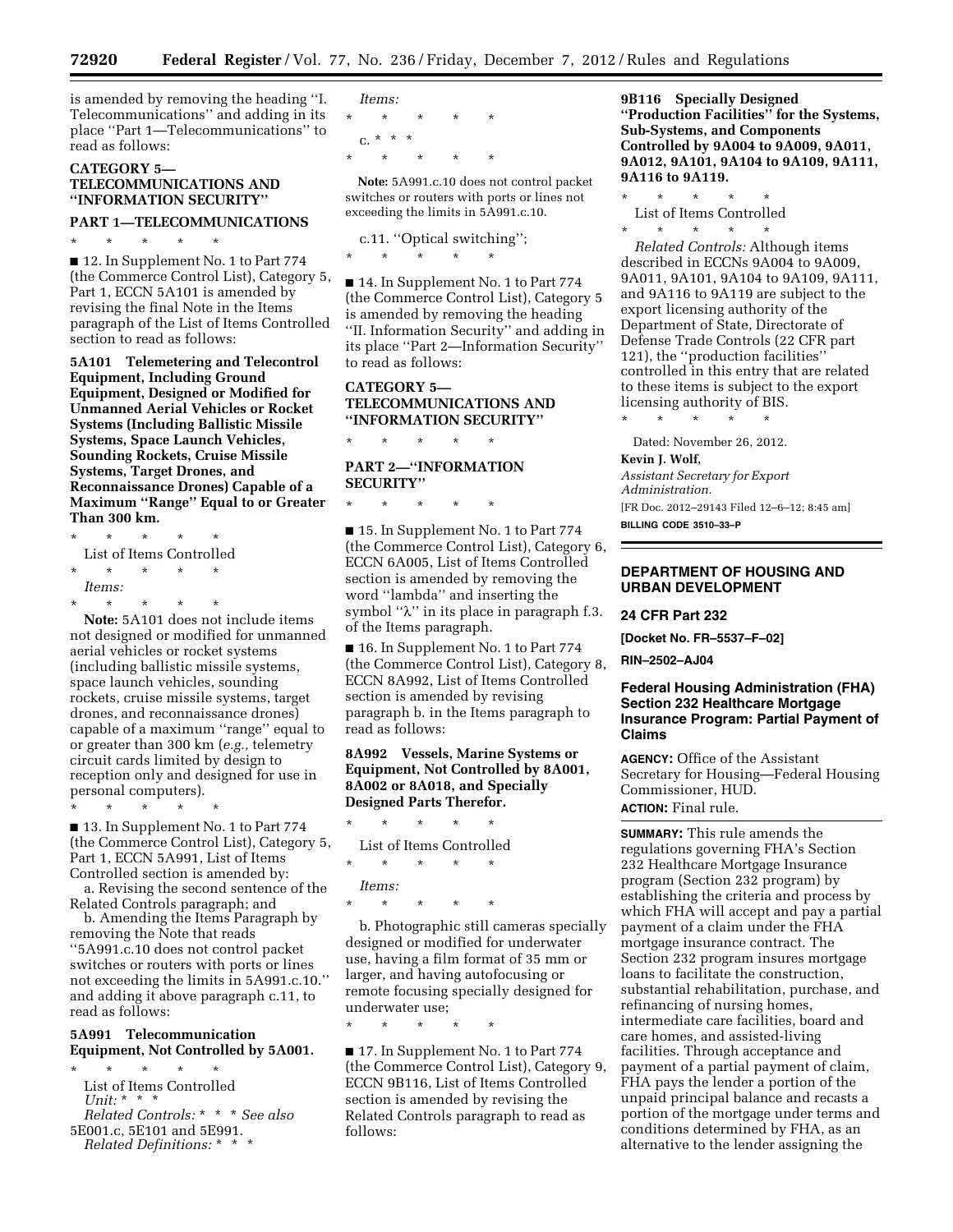is amended by removing the heading ''I. Telecommunications'' and adding in its place ''Part 1—Telecommunications'' to read as follows:

**CATEGORY 5—TELECOMMUNICATIONS AND ''INFORMATION SECURITY''**

**PART 1—TELECOMMUNICATIONS**

\* \* \* \* \*

■ 12. In Supplement No. 1 to Part 774 (the Commerce Control List), Category 5, Part 1, ECCN 5A101 is amended by revising the final Note in the Items paragraph of the List of Items Controlled section to read as follows:

**5A101 Telemetering and Telecontrol Equipment, Including Ground Equipment, Designed or Modified for Unmanned Aerial Vehicles or Rocket Systems (Including Ballistic Missile Systems, Space Launch Vehicles, Sounding Rockets, Cruise Missile Systems, Target Drones, and Reconnaissance Drones) Capable of a Maximum ''Range'' Equal to or Greater Than 300 km.**

\* \* \* \* \*

List of Items Controlled

\* \* \* \* \*

*Items:*

\* \* \* \* \*

**Note:** 5A101 does not include items not designed or modified for unmanned aerial vehicles or rocket systems (including ballistic missile systems, space launch vehicles, sounding rockets, cruise missile systems, target drones, and reconnaissance drones) capable of a maximum ''range'' equal to or greater than 300 km (*e.g.,* telemetry circuit cards limited by design to reception only and designed for use in personal computers).

\* \* \* \* \*

■ 13. In Supplement No. 1 to Part 774 (the Commerce Control List), Category 5, Part 1, ECCN 5A991, List of Items Controlled section is amended by:

a. Revising the second sentence of the Related Controls paragraph; and

b. Amending the Items Paragraph by removing the Note that reads ''5A991.c.10 does not control packet switches or routers with ports or lines not exceeding the limits in 5A991.c.10.'' and adding it above paragraph c.11, to read as follows:

**5A991 Telecommunication Equipment, Not Controlled by 5A001.**

\* \* \* \* \*

List of Items Controlled

*Unit:* \* \* \*

*Related Controls:* \* \* \* *See also* 5E001.c, 5E101 and 5E991.

*Related Definitions:* \* \* \*

*Items:*

\* \* \* \* \*

c. \* \* \*

\* \* \* \* \*

**Note:** 5A991.c.10 does not control packet switches or routers with ports or lines not exceeding the limits in 5A991.c.10.

c.11. ''Optical switching'';

\* \* \* \* \*

■ 14. In Supplement No. 1 to Part 774 (the Commerce Control List), Category 5 is amended by removing the heading ''II. Information Security'' and adding in its place ''Part 2—Information Security'' to read as follows:

**CATEGORY 5—TELECOMMUNICATIONS AND ''INFORMATION SECURITY''**

\* \* \* \* \*

**PART 2—''INFORMATION SECURITY''**

\* \* \* \* \*

■ 15. In Supplement No. 1 to Part 774 (the Commerce Control List), Category 6, ECCN 6A005, List of Items Controlled section is amended by removing the word ''lambda'' and inserting the symbol ''λ'' in its place in paragraph f.3. of the Items paragraph.

■ 16. In Supplement No. 1 to Part 774 (the Commerce Control List), Category 8, ECCN 8A992, List of Items Controlled section is amended by revising paragraph b. in the Items paragraph to read as follows:

**8A992 Vessels, Marine Systems or Equipment, Not Controlled by 8A001, 8A002 or 8A018, and Specially Designed Parts Therefor.**

\* \* \* \* \*

List of Items Controlled

\* \* \* \* \*

*Items:*

\* \* \* \* \*

b. Photographic still cameras specially designed or modified for underwater use, having a film format of 35 mm or larger, and having autofocusing or remote focusing specially designed for underwater use;

\* \* \* \* \*

■ 17. In Supplement No. 1 to Part 774 (the Commerce Control List), Category 9, ECCN 9B116, List of Items Controlled section is amended by revising the Related Controls paragraph to read as follows:

**9B116 Specially Designed ''Production Facilities'' for the Systems, Sub-Systems, and Components Controlled by 9A004 to 9A009, 9A011, 9A012, 9A101, 9A104 to 9A109, 9A111, 9A116 to 9A119.**

\* \* \* \* \*

List of Items Controlled

\* \* \* \* \*

*Related Controls:* Although items described in ECCNs 9A004 to 9A009, 9A011, 9A101, 9A104 to 9A109, 9A111, and 9A116 to 9A119 are subject to the export licensing authority of the Department of State, Directorate of Defense Trade Controls (22 CFR part 121), the ''production facilities'' controlled in this entry that are related to these items is subject to the export licensing authority of BIS.

\* \* \* \* \*

Dated: November 26, 2012.

**Kevin J. Wolf,**

*Assistant Secretary for Export Administration.*

[FR Doc. 2012–29143 Filed 12–6–12; 8:45 am]

**BILLING CODE 3510–33–P**

## DEPARTMENT OF HOUSING AND URBAN DEVELOPMENT

**24 CFR Part 232**

**[Docket No. FR–5537–F–02]**

**RIN–2502–AJ04**

### Federal Housing Administration (FHA) Section 232 Healthcare Mortgage Insurance Program: Partial Payment of Claims

**AGENCY:** Office of the Assistant Secretary for Housing—Federal Housing Commissioner, HUD.

**ACTION:** Final rule.

**SUMMARY:** This rule amends the regulations governing FHA's Section 232 Healthcare Mortgage Insurance program (Section 232 program) by establishing the criteria and process by which FHA will accept and pay a partial payment of a claim under the FHA mortgage insurance contract. The Section 232 program insures mortgage loans to facilitate the construction, substantial rehabilitation, purchase, and refinancing of nursing homes, intermediate care facilities, board and care homes, and assisted-living facilities. Through acceptance and payment of a partial payment of claim, FHA pays the lender a portion of the unpaid principal balance and recasts a portion of the mortgage under terms and conditions determined by FHA, as an alternative to the lender assigning the